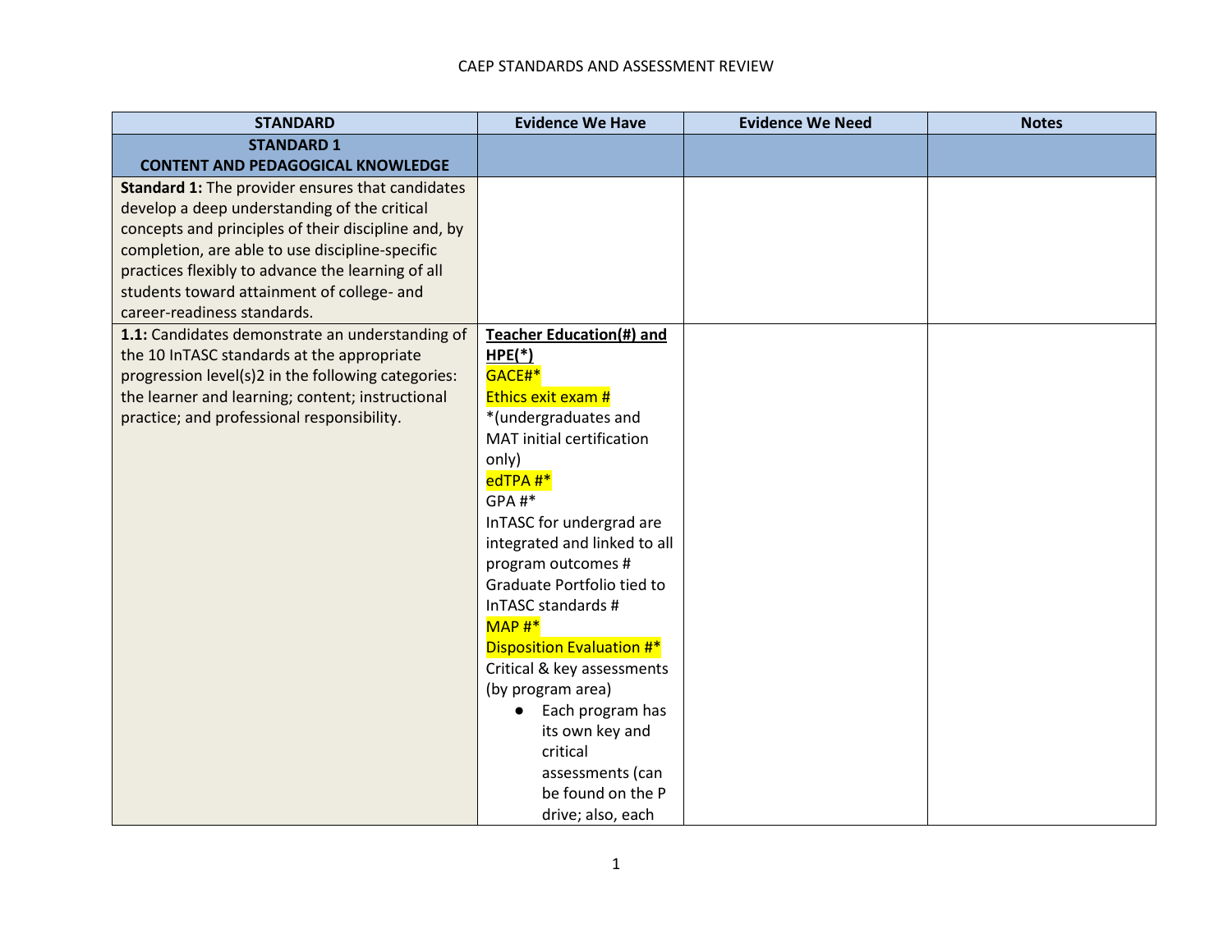# CAEP STANDARDS AND ASSESSMENT REVIEW

| STANDARD | Evidence We Have | Evidence We Need | Notes |
| --- | --- | --- | --- |
| **STANDARD 1 CONTENT AND PEDAGOGICAL KNOWLEDGE** | | | |
| **Standard 1:** The provider ensures that candidates develop a deep understanding of the critical concepts and principles of their discipline and, by completion, are able to use discipline-specific practices flexibly to advance the learning of all students toward attainment of college- and career-readiness standards. | | | |
| **1.1:** Candidates demonstrate an understanding of the 10 InTASC standards at the appropriate progression level(s)2 in the following categories: the learner and learning; content; instructional practice; and professional responsibility. | **Teacher Education(#) and HPE(*)**<br>GACE#*<br>Ethics exit exam #<br>*(undergraduates and MAT initial certification only)<br>edTPA #*<br>GPA #*<br>InTASC for undergrad are integrated and linked to all program outcomes #<br>Graduate Portfolio tied to InTASC standards #<br>MAP #*<br>Disposition Evaluation #*<br>Critical & key assessments (by program area)<br>● Each program has its own key and critical assessments (can be found on the P drive; also, each | | |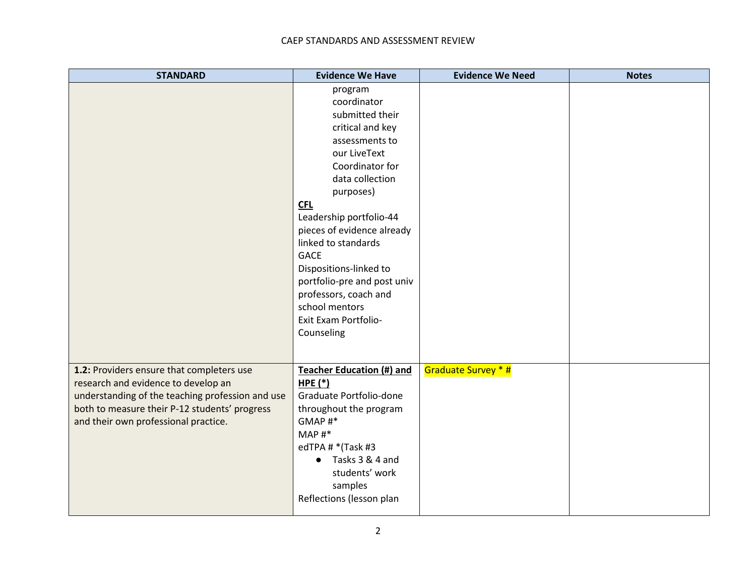| STANDARD | Evidence We Have | Evidence We Need | Notes |
|---|---|---|---|
| | program coordinator submitted their critical and key assessments to our LiveText Coordinator for data collection purposes)<br>**CFL**<br>Leadership portfolio-44 pieces of evidence already linked to standards<br>GACE<br>Dispositions-linked to portfolio-pre and post univ professors, coach and school mentors<br>Exit Exam Portfolio-Counseling | | |
| **1.2:** Providers ensure that completers use research and evidence to develop an understanding of the teaching profession and use both to measure their P-12 students' progress and their own professional practice. | **Teacher Education (#) and HPE (*)**<br>Graduate Portfolio-done throughout the program<br>GMAP #*<br>MAP #*<br>edTPA # *(Task #3<br>● Tasks 3 & 4 and students' work samples<br>Reflections (lesson plan | Graduate Survey * # | |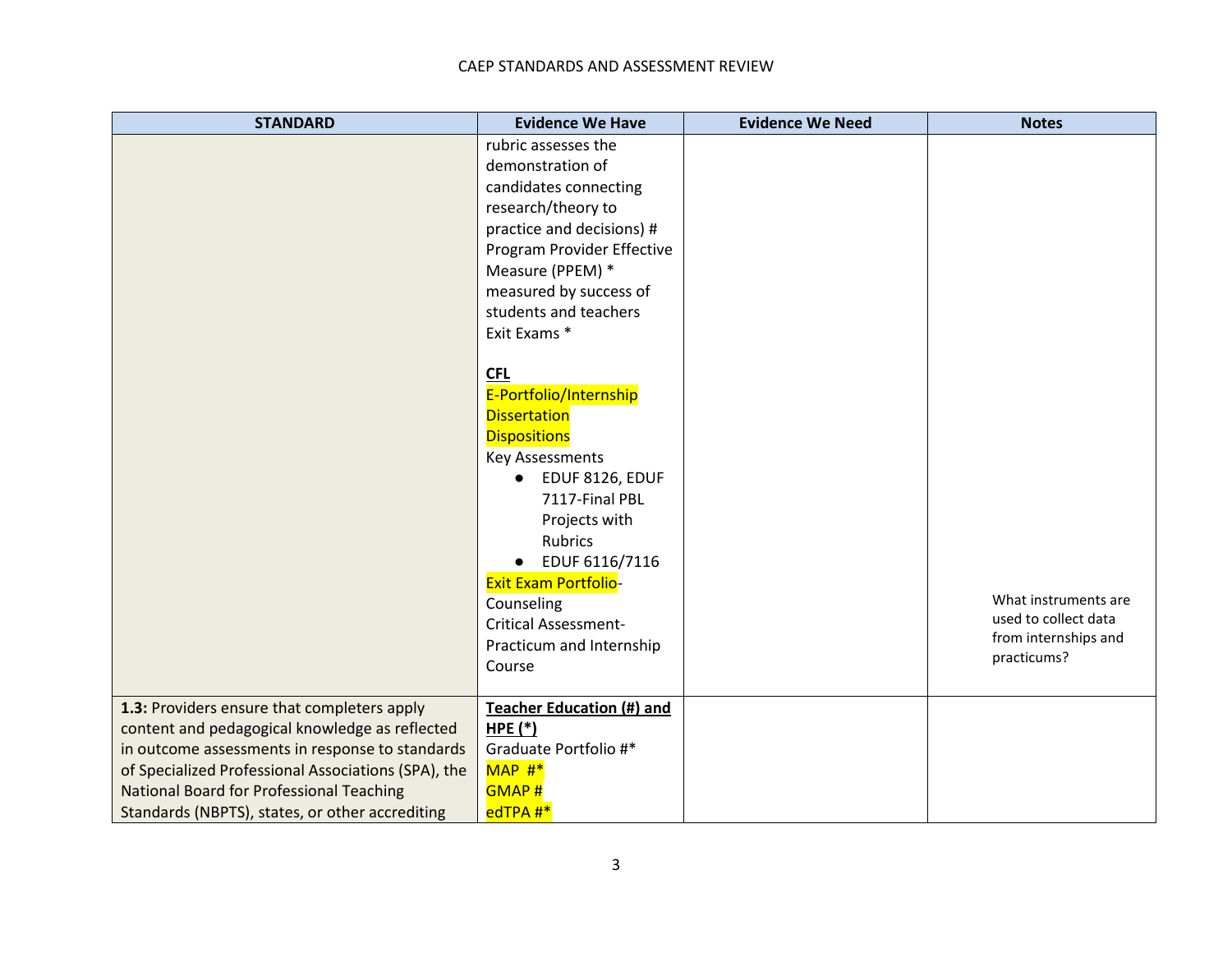| STANDARD | Evidence We Have | Evidence We Need | Notes |
|---|---|---|---|
| | rubric assesses the demonstration of candidates connecting research/theory to practice and decisions) #<br>Program Provider Effective Measure (PPEM) * measured by success of students and teachers<br>Exit Exams *<br><br>**CFL**<br>E-Portfolio/Internship<br>Dissertation<br>Dispositions<br>Key Assessments<br>● EDUF 8126, EDUF 7117-Final PBL Projects with Rubrics<br>● EDUF 6116/7116<br>Exit Exam Portfolio-Counseling<br>Critical Assessment-Practicum and Internship Course | | What instruments are used to collect data from internships and practicums? |
| **1.3:** Providers ensure that completers apply content and pedagogical knowledge as reflected in outcome assessments in response to standards of Specialized Professional Associations (SPA), the National Board for Professional Teaching Standards (NBPTS), states, or other accrediting | **Teacher Education (#) and HPE (*)**<br>Graduate Portfolio #*<br>MAP #*<br>GMAP #<br>edTPA #* | | |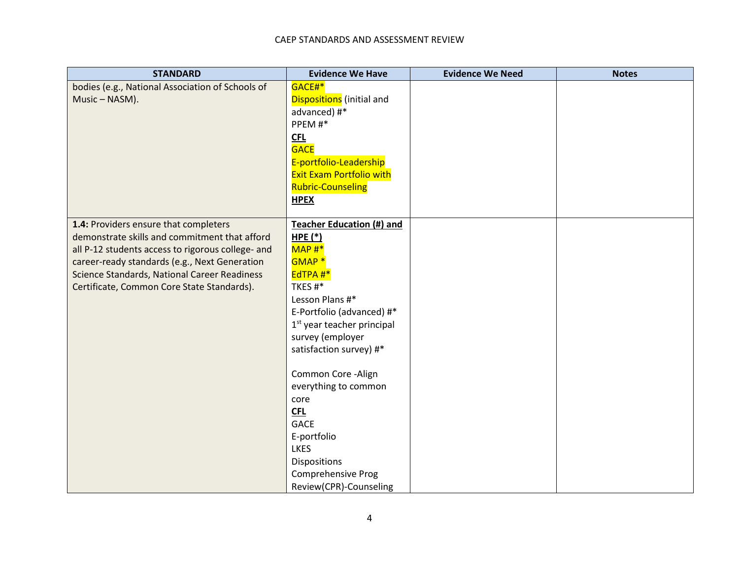| STANDARD | Evidence We Have | Evidence We Need | Notes |
|---|---|---|---|
| bodies (e.g., National Association of Schools of Music – NASM). | GACE#*<br>Dispositions (initial and advanced) #*<br>PPEM #*<br>**CFL**<br>GACE<br>E-portfolio-Leadership<br>Exit Exam Portfolio with Rubric-Counseling<br>**HPEX** | | |
| **1.4:** Providers ensure that completers demonstrate skills and commitment that afford all P-12 students access to rigorous college- and career-ready standards (e.g., Next Generation Science Standards, National Career Readiness Certificate, Common Core State Standards). | **Teacher Education (#) and HPE (*)**<br>MAP #*<br>GMAP *<br>EdTPA #*<br>TKES #*<br>Lesson Plans #*<br>E-Portfolio (advanced) #*<br>1st year teacher principal survey (employer satisfaction survey) #*<br><br>Common Core -Align everything to common core<br>**CFL**<br>GACE<br>E-portfolio<br>LKES<br>Dispositions<br>Comprehensive Prog Review(CPR)-Counseling | | |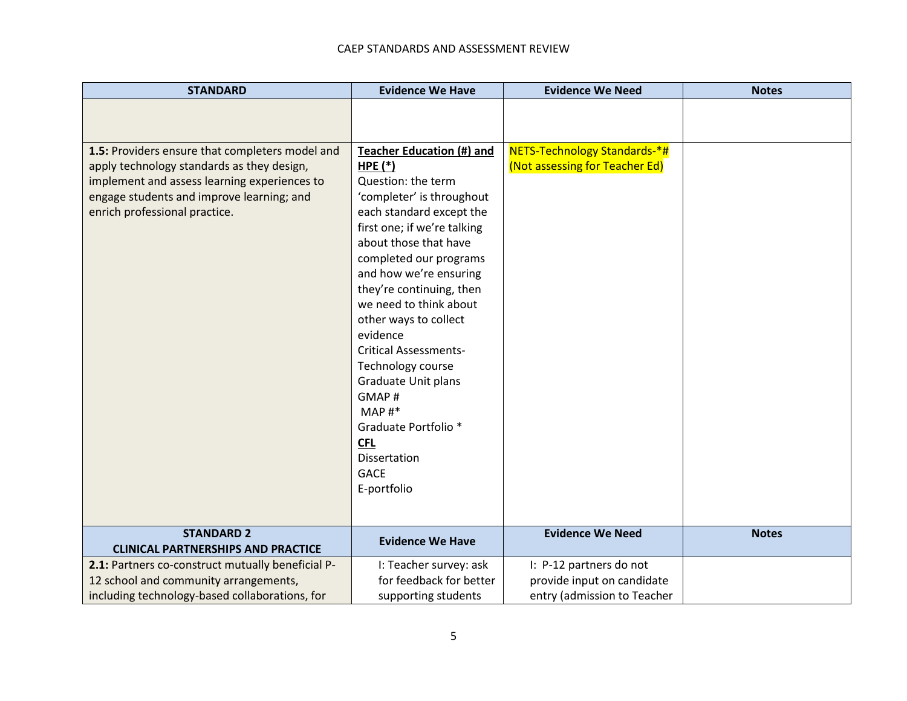| STANDARD | Evidence We Have | Evidence We Need | Notes |
|---|---|---|---|
| | | | |
| **1.5:** Providers ensure that completers model and apply technology standards as they design, implement and assess learning experiences to engage students and improve learning; and enrich professional practice. | **Teacher Education (#) and HPE (*)**<br>Question: the term 'completer' is throughout each standard except the first one; if we're talking about those that have completed our programs and how we're ensuring they're continuing, then we need to think about other ways to collect evidence<br>Critical Assessments-<br>Technology course<br>Graduate Unit plans<br>GMAP #<br>MAP #*<br>Graduate Portfolio *<br>**CFL**<br>Dissertation<br>GACE<br>E-portfolio | NETS-Technology Standards-*# (Not assessing for Teacher Ed) | |
| **STANDARD 2 CLINICAL PARTNERSHIPS AND PRACTICE** | **Evidence We Have** | **Evidence We Need** | **Notes** |
| **2.1:** Partners co-construct mutually beneficial P-12 school and community arrangements, including technology-based collaborations, for | I: Teacher survey: ask for feedback for better supporting students | I: P-12 partners do not provide input on candidate entry (admission to Teacher | |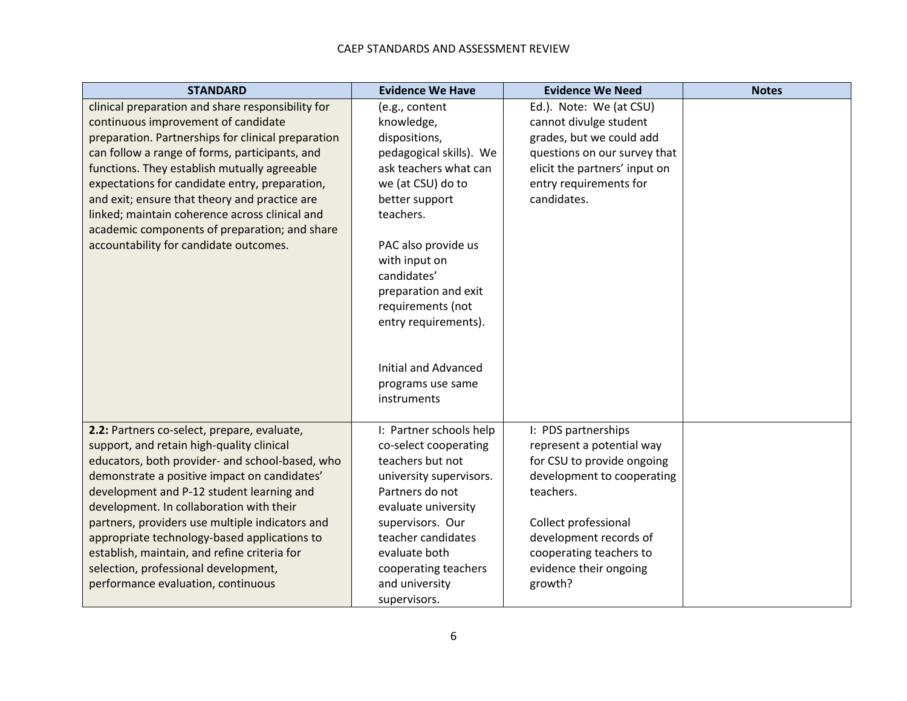| STANDARD | Evidence We Have | Evidence We Need | Notes |
|---|---|---|---|
| clinical preparation and share responsibility for continuous improvement of candidate preparation. Partnerships for clinical preparation can follow a range of forms, participants, and functions. They establish mutually agreeable expectations for candidate entry, preparation, and exit; ensure that theory and practice are linked; maintain coherence across clinical and academic components of preparation; and share accountability for candidate outcomes. | (e.g., content knowledge, dispositions, pedagogical skills). We ask teachers what can we (at CSU) do to better support teachers.<br><br>PAC also provide us with input on candidates' preparation and exit requirements (not entry requirements).<br><br>Initial and Advanced programs use same instruments | Ed.). Note: We (at CSU) cannot divulge student grades, but we could add questions on our survey that elicit the partners' input on entry requirements for candidates. | |
| **2.2:** Partners co-select, prepare, evaluate, support, and retain high-quality clinical educators, both provider- and school-based, who demonstrate a positive impact on candidates' development and P-12 student learning and development. In collaboration with their partners, providers use multiple indicators and appropriate technology-based applications to establish, maintain, and refine criteria for selection, professional development, performance evaluation, continuous | I: Partner schools help co-select cooperating teachers but not university supervisors. Partners do not evaluate university supervisors. Our teacher candidates evaluate both cooperating teachers and university supervisors. | I: PDS partnerships represent a potential way for CSU to provide ongoing development to cooperating teachers.<br><br>Collect professional development records of cooperating teachers to evidence their ongoing growth? | |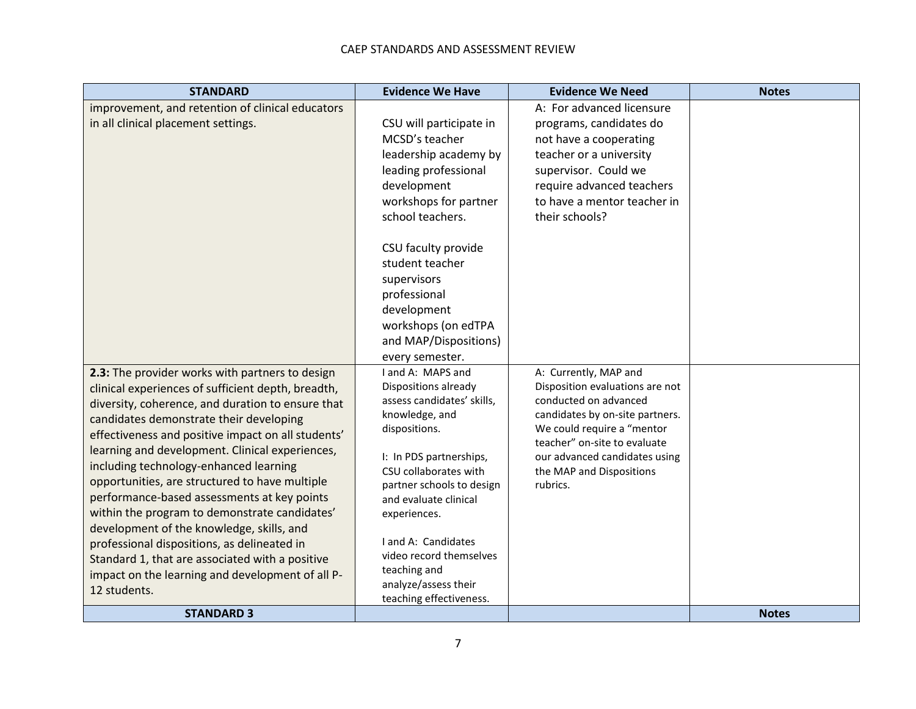| STANDARD | Evidence We Have | Evidence We Need | Notes |
|---|---|---|---|
| improvement, and retention of clinical educators in all clinical placement settings. | CSU will participate in MCSD's teacher leadership academy by leading professional development workshops for partner school teachers.<br><br>CSU faculty provide student teacher supervisors professional development workshops (on edTPA and MAP/Dispositions) every semester. | A: For advanced licensure programs, candidates do not have a cooperating teacher or a university supervisor. Could we require advanced teachers to have a mentor teacher in their schools? | |
| **2.3:** The provider works with partners to design clinical experiences of sufficient depth, breadth, diversity, coherence, and duration to ensure that candidates demonstrate their developing effectiveness and positive impact on all students' learning and development. Clinical experiences, including technology-enhanced learning opportunities, are structured to have multiple performance-based assessments at key points within the program to demonstrate candidates' development of the knowledge, skills, and professional dispositions, as delineated in Standard 1, that are associated with a positive impact on the learning and development of all P-12 students. | I and A: MAPS and Dispositions already assess candidates' skills, knowledge, and dispositions.<br><br>I: In PDS partnerships, CSU collaborates with partner schools to design and evaluate clinical experiences.<br><br>I and A: Candidates video record themselves teaching and analyze/assess their teaching effectiveness. | A: Currently, MAP and Disposition evaluations are not conducted on advanced candidates by on-site partners. We could require a "mentor teacher" on-site to evaluate our advanced candidates using the MAP and Dispositions rubrics. | |
| **STANDARD 3** | | | **Notes** |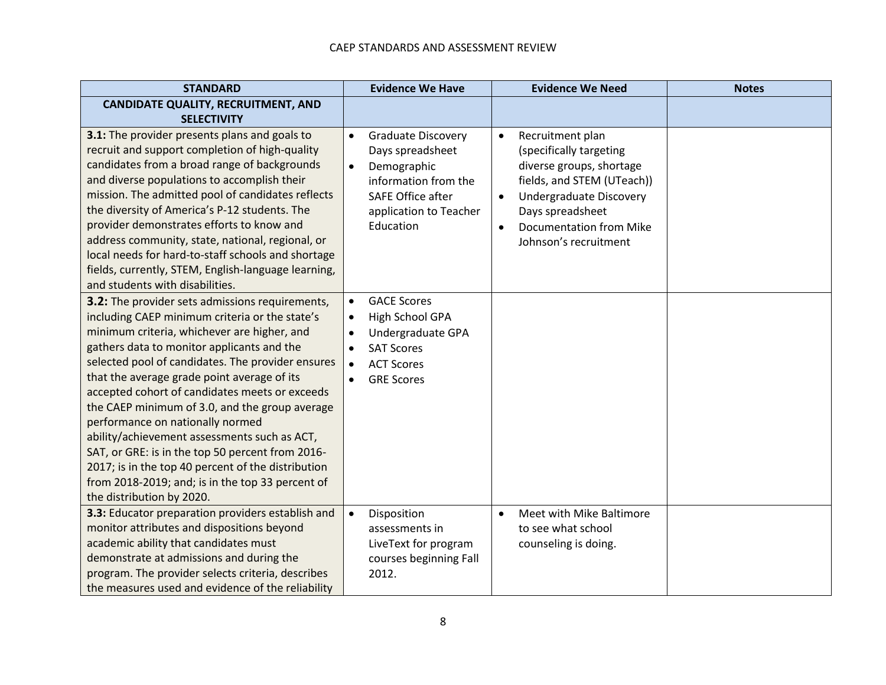| STANDARD | Evidence We Have | Evidence We Need | Notes |
|---|---|---|---|
| **CANDIDATE QUALITY, RECRUITMENT, AND SELECTIVITY** | | | |
| **3.1:** The provider presents plans and goals to recruit and support completion of high-quality candidates from a broad range of backgrounds and diverse populations to accomplish their mission. The admitted pool of candidates reflects the diversity of America's P-12 students. The provider demonstrates efforts to know and address community, state, national, regional, or local needs for hard-to-staff schools and shortage fields, currently, STEM, English-language learning, and students with disabilities. | • Graduate Discovery Days spreadsheet<br>• Demographic information from the SAFE Office after application to Teacher Education | • Recruitment plan (specifically targeting diverse groups, shortage fields, and STEM (UTeach))<br>• Undergraduate Discovery Days spreadsheet<br>• Documentation from Mike Johnson's recruitment | |
| **3.2:** The provider sets admissions requirements, including CAEP minimum criteria or the state's minimum criteria, whichever are higher, and gathers data to monitor applicants and the selected pool of candidates. The provider ensures that the average grade point average of its accepted cohort of candidates meets or exceeds the CAEP minimum of 3.0, and the group average performance on nationally normed ability/achievement assessments such as ACT, SAT, or GRE: is in the top 50 percent from 2016-2017; is in the top 40 percent of the distribution from 2018-2019; and; is in the top 33 percent of the distribution by 2020. | • GACE Scores<br>• High School GPA<br>• Undergraduate GPA<br>• SAT Scores<br>• ACT Scores<br>• GRE Scores | | |
| **3.3:** Educator preparation providers establish and monitor attributes and dispositions beyond academic ability that candidates must demonstrate at admissions and during the program. The provider selects criteria, describes the measures used and evidence of the reliability | • Disposition assessments in LiveText for program courses beginning Fall 2012. | • Meet with Mike Baltimore to see what school counseling is doing. | |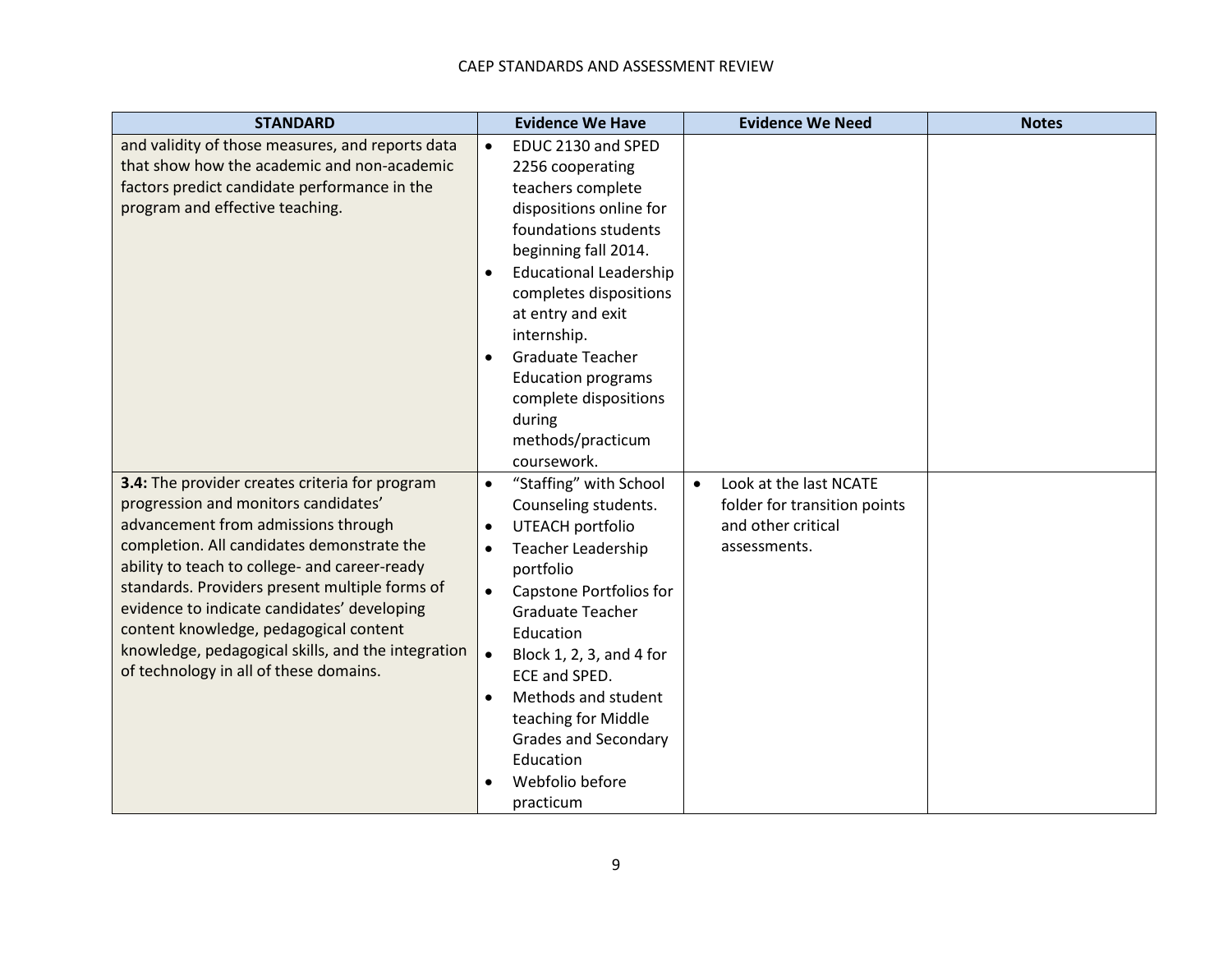| STANDARD | Evidence We Have | Evidence We Need | Notes |
|---|---|---|---|
| and validity of those measures, and reports data that show how the academic and non-academic factors predict candidate performance in the program and effective teaching. | • EDUC 2130 and SPED 2256 cooperating teachers complete dispositions online for foundations students beginning fall 2014.<br>• Educational Leadership completes dispositions at entry and exit internship.<br>• Graduate Teacher Education programs complete dispositions during methods/practicum coursework. | | |
| **3.4:** The provider creates criteria for program progression and monitors candidates' advancement from admissions through completion. All candidates demonstrate the ability to teach to college- and career-ready standards. Providers present multiple forms of evidence to indicate candidates' developing content knowledge, pedagogical content knowledge, pedagogical skills, and the integration of technology in all of these domains. | • "Staffing" with School Counseling students.<br>• UTEACH portfolio<br>• Teacher Leadership portfolio<br>• Capstone Portfolios for Graduate Teacher Education<br>• Block 1, 2, 3, and 4 for ECE and SPED.<br>• Methods and student teaching for Middle Grades and Secondary Education<br>• Webfolio before practicum | • Look at the last NCATE folder for transition points and other critical assessments. | |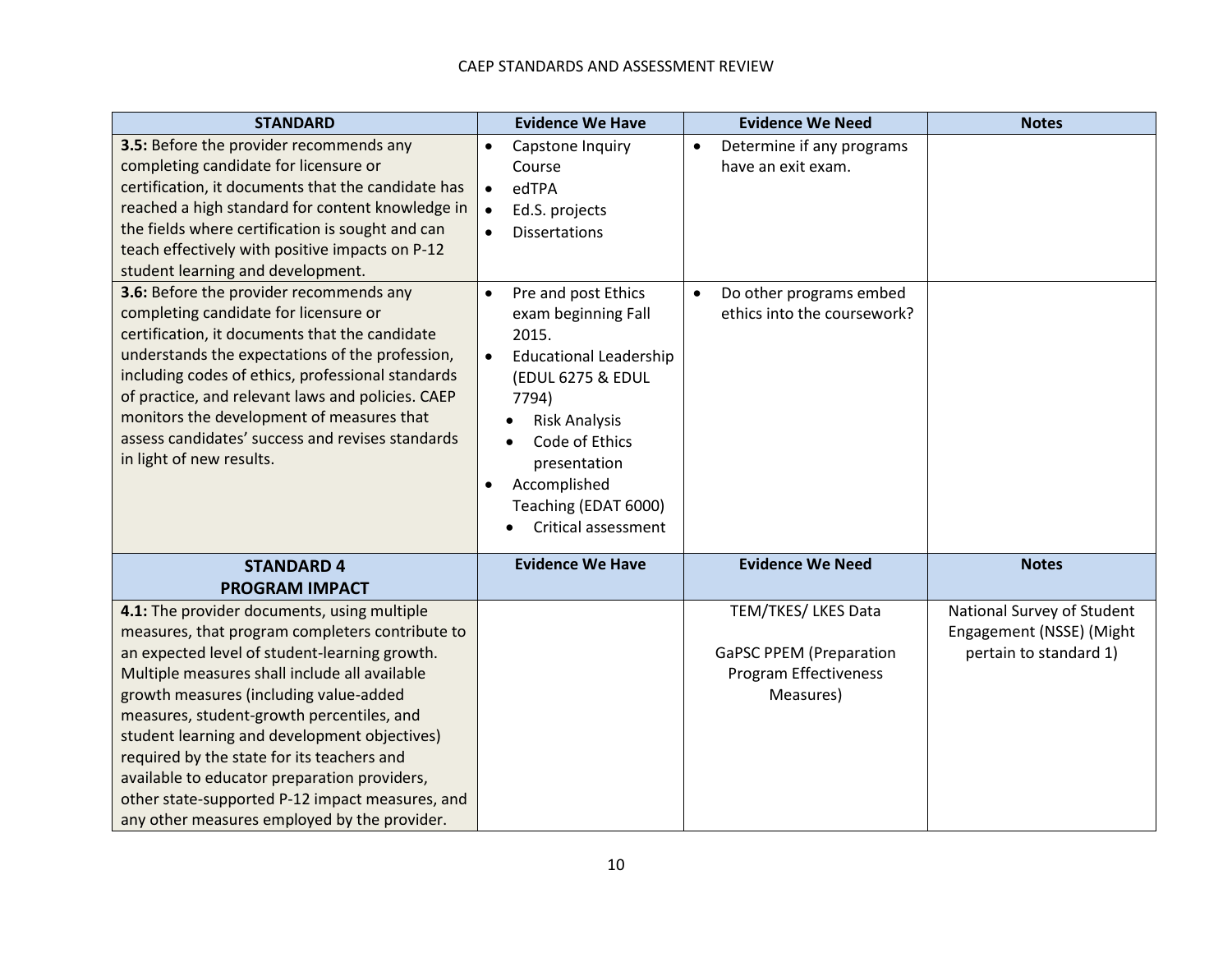| STANDARD | Evidence We Have | Evidence We Need | Notes |
|---|---|---|---|
| **3.5:** Before the provider recommends any completing candidate for licensure or certification, it documents that the candidate has reached a high standard for content knowledge in the fields where certification is sought and can teach effectively with positive impacts on P-12 student learning and development. | • Capstone Inquiry Course<br>• edTPA<br>• Ed.S. projects<br>• Dissertations | • Determine if any programs have an exit exam. | |
| **3.6:** Before the provider recommends any completing candidate for licensure or certification, it documents that the candidate understands the expectations of the profession, including codes of ethics, professional standards of practice, and relevant laws and policies. CAEP monitors the development of measures that assess candidates' success and revises standards in light of new results. | • Pre and post Ethics exam beginning Fall 2015.<br>• Educational Leadership (EDUL 6275 & EDUL 7794)<br>&nbsp;&nbsp;◦ Risk Analysis<br>&nbsp;&nbsp;◦ Code of Ethics presentation<br>• Accomplished Teaching (EDAT 6000)<br>&nbsp;&nbsp;◦ Critical assessment | • Do other programs embed ethics into the coursework? | |
| **STANDARD 4 PROGRAM IMPACT** | **Evidence We Have** | **Evidence We Need** | **Notes** |
| **4.1:** The provider documents, using multiple measures, that program completers contribute to an expected level of student-learning growth. Multiple measures shall include all available growth measures (including value-added measures, student-growth percentiles, and student learning and development objectives) required by the state for its teachers and available to educator preparation providers, other state-supported P-12 impact measures, and any other measures employed by the provider. | | TEM/TKES/ LKES Data<br><br>GaPSC PPEM (Preparation Program Effectiveness Measures) | National Survey of Student Engagement (NSSE) (Might pertain to standard 1) |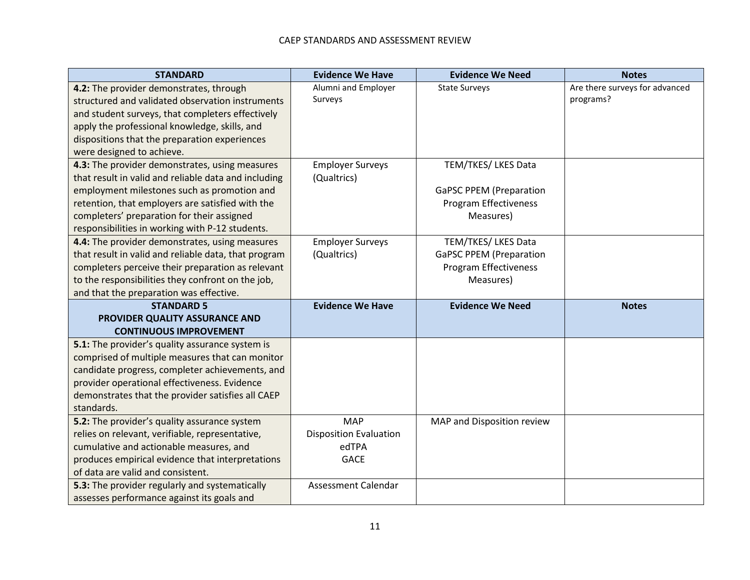| STANDARD | Evidence We Have | Evidence We Need | Notes |
|---|---|---|---|
| **4.2:** The provider demonstrates, through structured and validated observation instruments and student surveys, that completers effectively apply the professional knowledge, skills, and dispositions that the preparation experiences were designed to achieve. | Alumni and Employer Surveys | State Surveys | Are there surveys for advanced programs? |
| **4.3:** The provider demonstrates, using measures that result in valid and reliable data and including employment milestones such as promotion and retention, that employers are satisfied with the completers' preparation for their assigned responsibilities in working with P-12 students. | Employer Surveys (Qualtrics) | TEM/TKES/ LKES Data<br><br>GaPSC PPEM (Preparation Program Effectiveness Measures) | |
| **4.4:** The provider demonstrates, using measures that result in valid and reliable data, that program completers perceive their preparation as relevant to the responsibilities they confront on the job, and that the preparation was effective. | Employer Surveys (Qualtrics) | TEM/TKES/ LKES Data<br>GaPSC PPEM (Preparation Program Effectiveness Measures) | |
| **STANDARD 5<br>PROVIDER QUALITY ASSURANCE AND CONTINUOUS IMPROVEMENT** | **Evidence We Have** | **Evidence We Need** | **Notes** |
| **5.1:** The provider's quality assurance system is comprised of multiple measures that can monitor candidate progress, completer achievements, and provider operational effectiveness. Evidence demonstrates that the provider satisfies all CAEP standards. | | | |
| **5.2:** The provider's quality assurance system relies on relevant, verifiable, representative, cumulative and actionable measures, and produces empirical evidence that interpretations of data are valid and consistent. | MAP<br>Disposition Evaluation<br>edTPA<br>GACE | MAP and Disposition review | |
| **5.3:** The provider regularly and systematically assesses performance against its goals and | Assessment Calendar | | |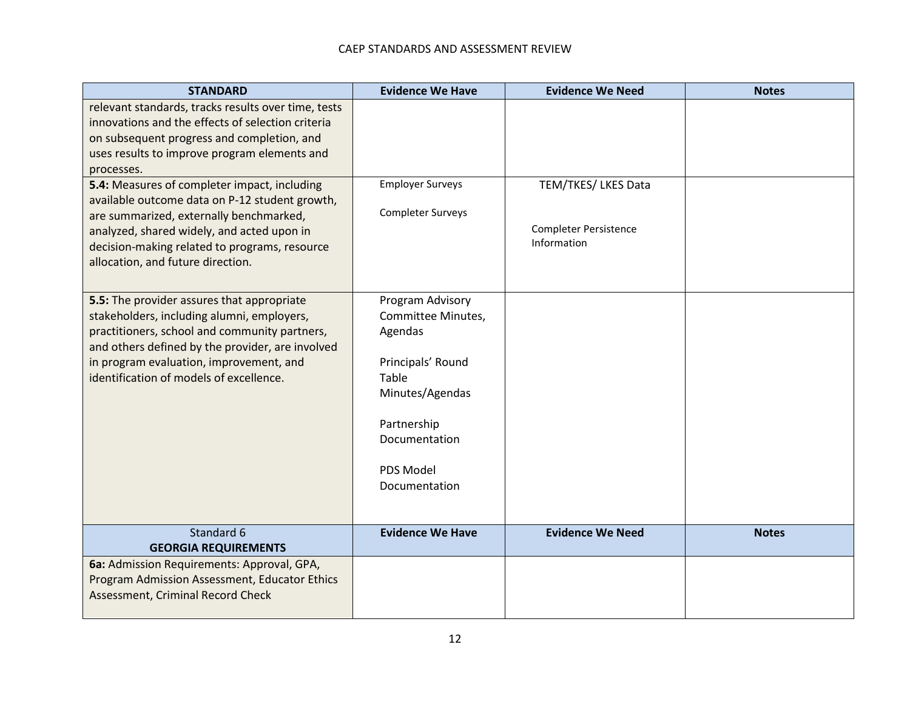| STANDARD | Evidence We Have | Evidence We Need | Notes |
|---|---|---|---|
| relevant standards, tracks results over time, tests innovations and the effects of selection criteria on subsequent progress and completion, and uses results to improve program elements and processes. | | | |
| **5.4:** Measures of completer impact, including available outcome data on P-12 student growth, are summarized, externally benchmarked, analyzed, shared widely, and acted upon in decision-making related to programs, resource allocation, and future direction. | Employer Surveys<br><br>Completer Surveys | TEM/TKES/ LKES Data<br><br>Completer Persistence Information | |
| **5.5:** The provider assures that appropriate stakeholders, including alumni, employers, practitioners, school and community partners, and others defined by the provider, are involved in program evaluation, improvement, and identification of models of excellence. | Program Advisory Committee Minutes, Agendas<br><br>Principals' Round Table Minutes/Agendas<br><br>Partnership Documentation<br><br>PDS Model Documentation | | |
| Standard 6<br>**GEORGIA REQUIREMENTS** | **Evidence We Have** | **Evidence We Need** | **Notes** |
| **6a:** Admission Requirements: Approval, GPA, Program Admission Assessment, Educator Ethics Assessment, Criminal Record Check | | | |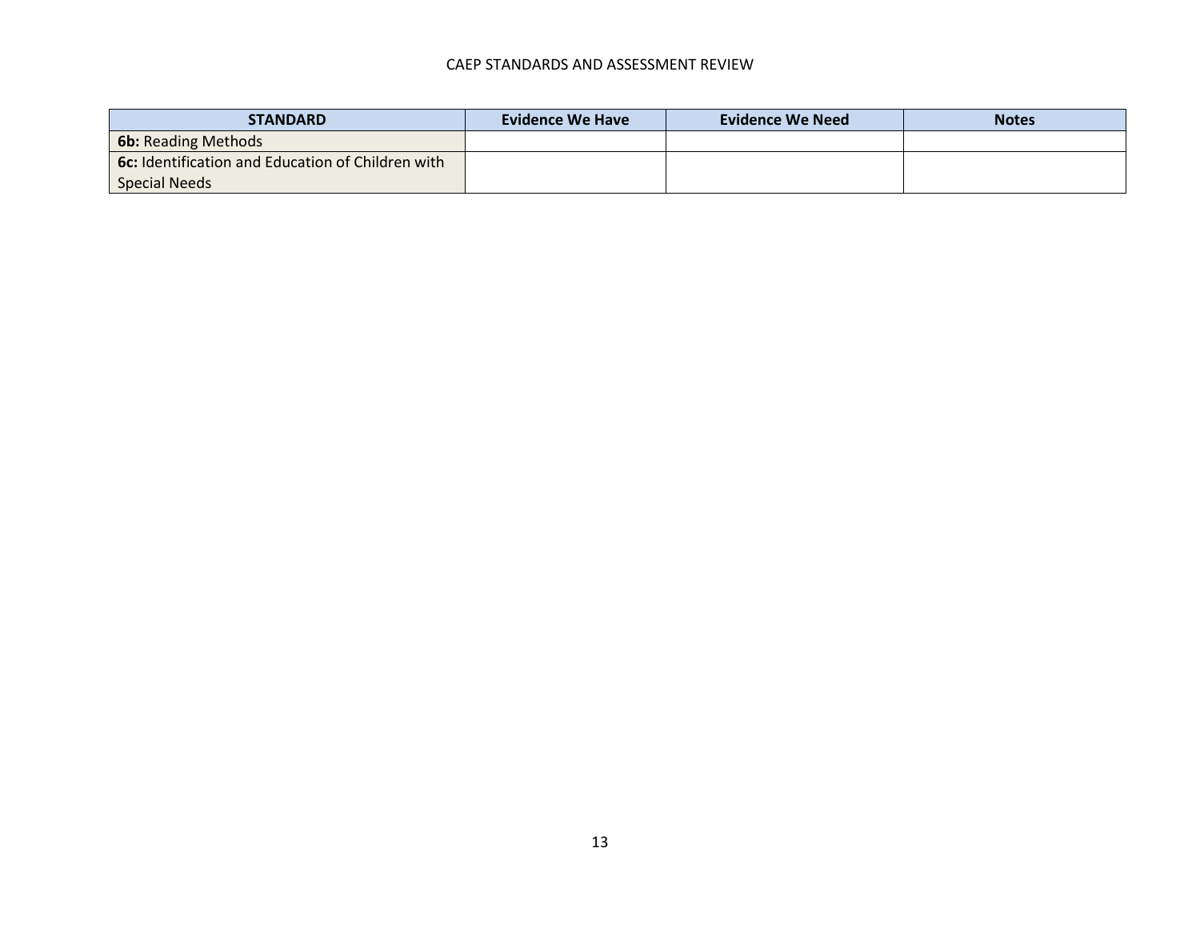| STANDARD | Evidence We Have | Evidence We Need | Notes |
|---|---|---|---|
| **6b:** Reading Methods | | | |
| **6c:** Identification and Education of Children with Special Needs | | | |